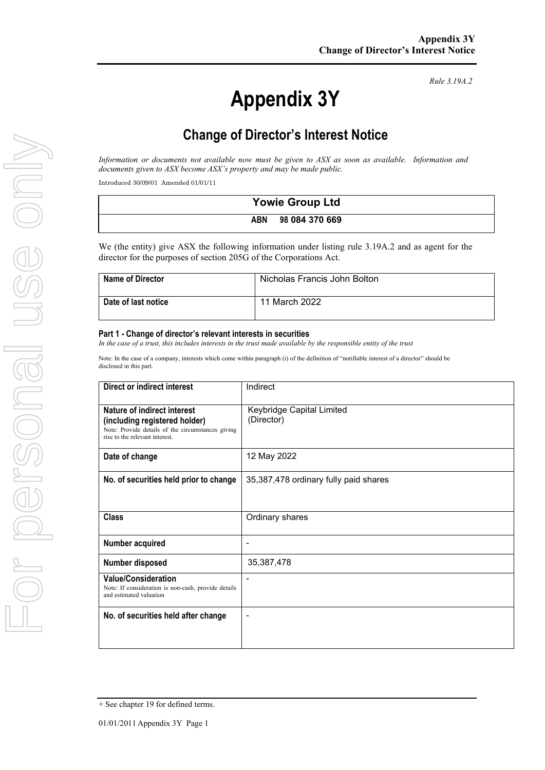*Rule 3.19A.2*

# Appendix 3Y

## Change of Director's Interest Notice

*Information or documents not available now must be given to ASX as soon as available. Information and documents given to ASX become ASX's property and may be made public.*

Introduced 30/09/01 Amended 01/01/11

| Yowie Group Ltd |
|---|
| **ABN 98 084 370 669** |

We (the entity) give ASX the following information under listing rule 3.19A.2 and as agent for the director for the purposes of section 205G of the Corporations Act.

| Name of Director | Nicholas Francis John Bolton |
|---|---|
| **Date of last notice** | 11 March 2022 |

**Part 1 - Change of director's relevant interests in securities**

*In the case of a trust, this includes interests in the trust made available by the responsible entity of the trust*

Note: In the case of a company, interests which come within paragraph (i) of the definition of "notifiable interest of a director" should be disclosed in this part.

| Direct or indirect interest | Indirect |
|---|---|
| **Nature of indirect interest (including registered holder)** Note: Provide details of the circumstances giving rise to the relevant interest. | Keybridge Capital Limited (Director) |
| **Date of change** | 12 May 2022 |
| **No. of securities held prior to change** | 35,387,478 ordinary fully paid shares |
| **Class** | Ordinary shares |
| **Number acquired** | - |
| **Number disposed** | 35,387,478 |
| **Value/Consideration** Note: If consideration is non-cash, provide details and estimated valuation | - |
| **No. of securities held after change** | - |

+ See chapter 19 for defined terms.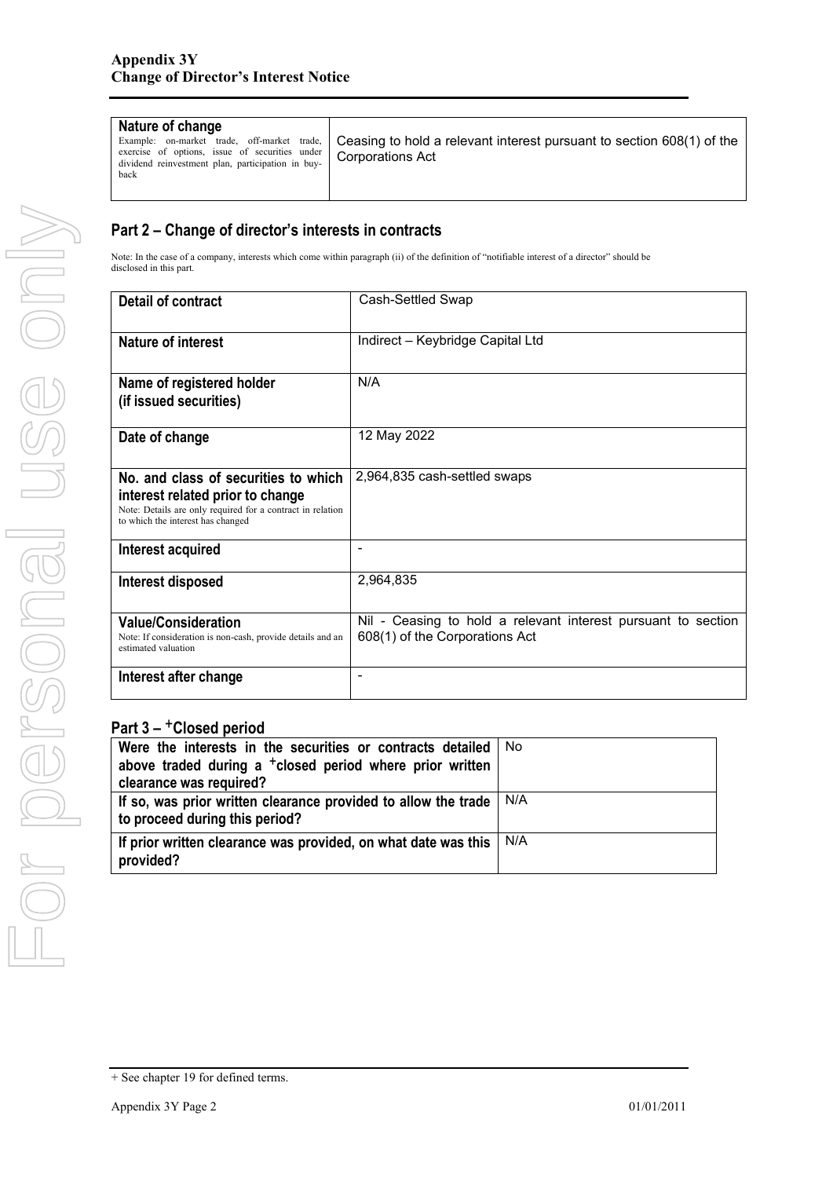| | |
|---|---|
| **Nature of change**<br>Example: on-market trade, off-market trade, exercise of options, issue of securities under dividend reinvestment plan, participation in buy-back | Ceasing to hold a relevant interest pursuant to section 608(1) of the Corporations Act |

## Part 2 – Change of director's interests in contracts

Note: In the case of a company, interests which come within paragraph (ii) of the definition of "notifiable interest of a director" should be disclosed in this part.

| | |
|---|---|
| **Detail of contract** | Cash-Settled Swap |
| **Nature of interest** | Indirect – Keybridge Capital Ltd |
| **Name of registered holder (if issued securities)** | N/A |
| **Date of change** | 12 May 2022 |
| **No. and class of securities to which interest related prior to change**<br>Note: Details are only required for a contract in relation to which the interest has changed | 2,964,835 cash-settled swaps |
| **Interest acquired** | - |
| **Interest disposed** | 2,964,835 |
| **Value/Consideration**<br>Note: If consideration is non-cash, provide details and an estimated valuation | Nil - Ceasing to hold a relevant interest pursuant to section 608(1) of the Corporations Act |
| **Interest after change** | - |

## Part 3 – +Closed period

| | |
|---|---|
| **Were the interests in the securities or contracts detailed above traded during a +closed period where prior written clearance was required?** | No |
| **If so, was prior written clearance provided to allow the trade to proceed during this period?** | N/A |
| **If prior written clearance was provided, on what date was this provided?** | N/A |

+ See chapter 19 for defined terms.